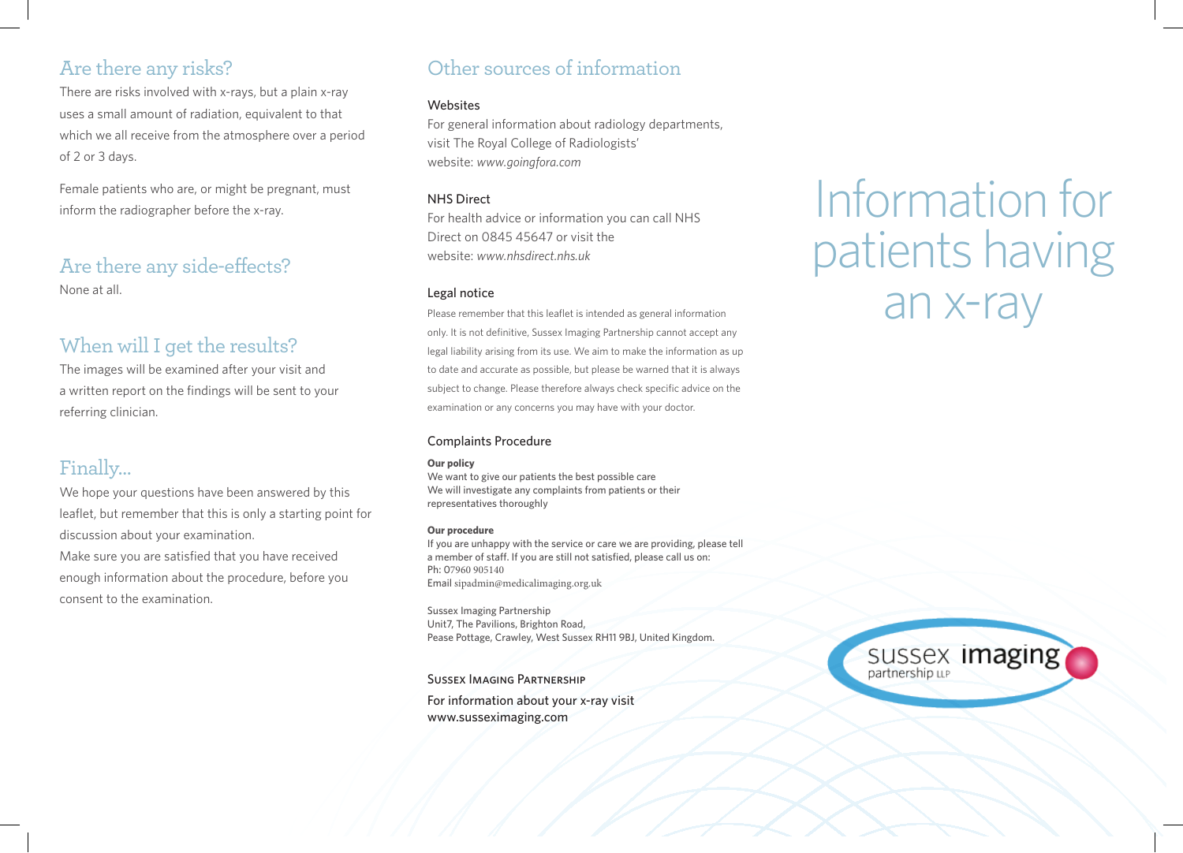## Are there any risks?

There are risks involved with x-rays, but a plain x-ray uses a small amount of radiation, equivalent to that which we all receive from the atmosphere over a period of 2 or 3 days.

Female patients who are, or might be pregnant, must inform the radiographer before the x-ray.

## Are there any side-effects?

None at all.

## When will I get the results?

The images will be examined after your visit and a written report on the findings will be sent to your referring clinician.

## Finally...

We hope your questions have been answered by this leaflet, but remember that this is only a starting point for discussion about your examination.

Make sure you are satisfied that you have received enough information about the procedure, before you consent to the examination.

## Other sources of information

### Websites

For general information about radiology departments, visit The Royal College of Radiologists' website: *www.goingfora.com*

### NHS Direct

For health advice or information you can call NHS Direct on 0845 45647 or visit the website: *www.nhsdirect.nhs.uk*

### Legal notice

Please remember that this leaflet is intended as general information only. It is not definitive, Sussex Imaging Partnership cannot accept any legal liability arising from its use. We aim to make the information as up to date and accurate as possible, but please be warned that it is always subject to change. Please therefore always check specific advice on the examination or any concerns you may have with your doctor.

### Complaints Procedure

**Our policy**
We want to give our patients the best possible care
We will investigate any complaints from patients or their representatives thoroughly

**Our procedure**
If you are unhappy with the service or care we are providing, please tell a member of staff. If you are still not satisfied, please call us on:
Ph: 07960 905140
Email sipadmin@medicalimaging.org.uk

Sussex Imaging Partnership
Unit7, The Pavilions, Brighton Road,
Pease Pottage, Crawley, West Sussex RH11 9BJ, United Kingdom.

Sussex Imaging Partnership

For information about your x-ray visit
www.sussexImaging.com

# Information for patients having an x-ray

sussex imaging partnership LLP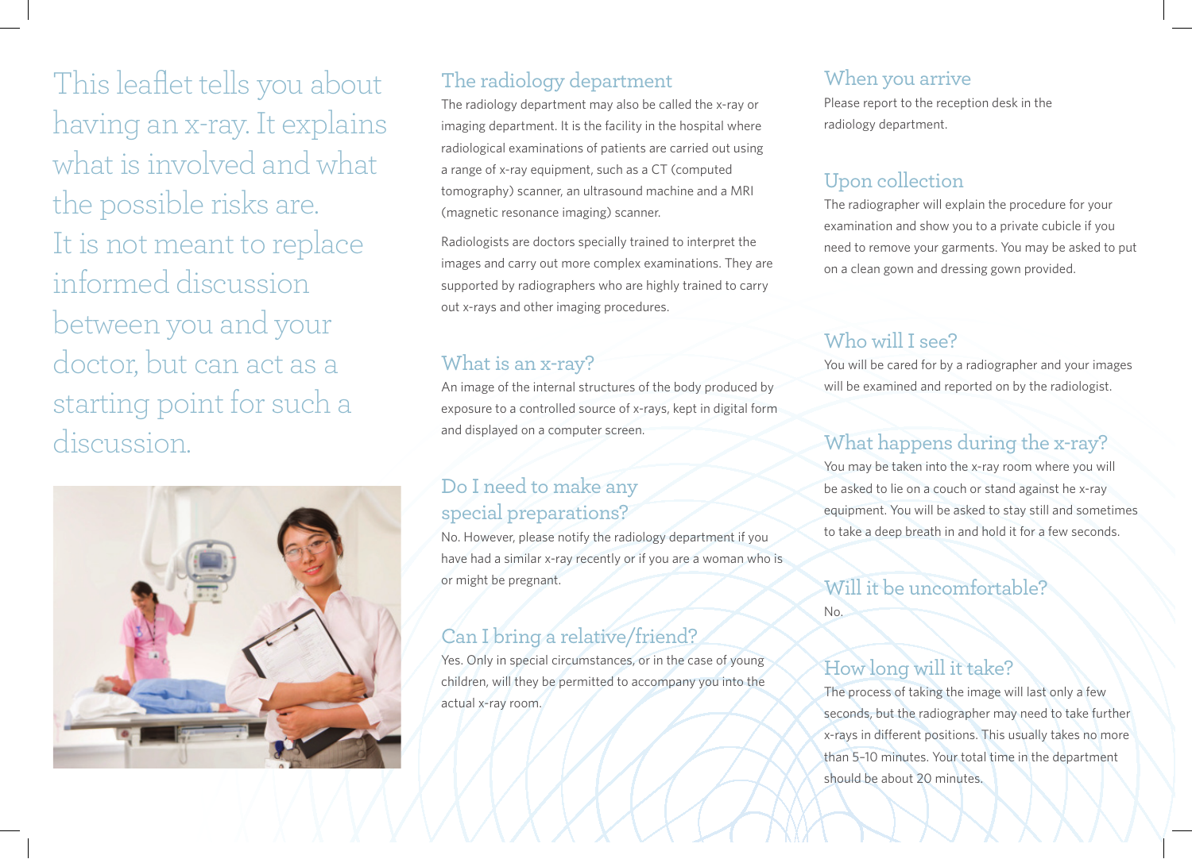This leaflet tells you about having an x-ray. It explains what is involved and what the possible risks are. It is not meant to replace informed discussion between you and your doctor, but can act as a starting point for such a discussion.

## The radiology department

The radiology department may also be called the x-ray or imaging department. It is the facility in the hospital where radiological examinations of patients are carried out using a range of x-ray equipment, such as a CT (computed tomography) scanner, an ultrasound machine and a MRI (magnetic resonance imaging) scanner.

Radiologists are doctors specially trained to interpret the images and carry out more complex examinations. They are supported by radiographers who are highly trained to carry out x-rays and other imaging procedures.

## What is an x-ray?

An image of the internal structures of the body produced by exposure to a controlled source of x-rays, kept in digital form and displayed on a computer screen.

## Do I need to make any special preparations?

No. However, please notify the radiology department if you have had a similar x-ray recently or if you are a woman who is or might be pregnant.

## Can I bring a relative/friend?

Yes. Only in special circumstances, or in the case of young children, will they be permitted to accompany you into the actual x-ray room.

## When you arrive

Please report to the reception desk in the radiology department.

## Upon collection

The radiographer will explain the procedure for your examination and show you to a private cubicle if you need to remove your garments. You may be asked to put on a clean gown and dressing gown provided.

## Who will I see?

You will be cared for by a radiographer and your images will be examined and reported on by the radiologist.

## What happens during the x-ray?

You may be taken into the x-ray room where you will be asked to lie on a couch or stand against he x-ray equipment. You will be asked to stay still and sometimes to take a deep breath in and hold it for a few seconds.

## Will it be uncomfortable?

No.

## How long will it take?

The process of taking the image will last only a few seconds, but the radiographer may need to take further x-rays in different positions. This usually takes no more than 5–10 minutes. Your total time in the department should be about 20 minutes.